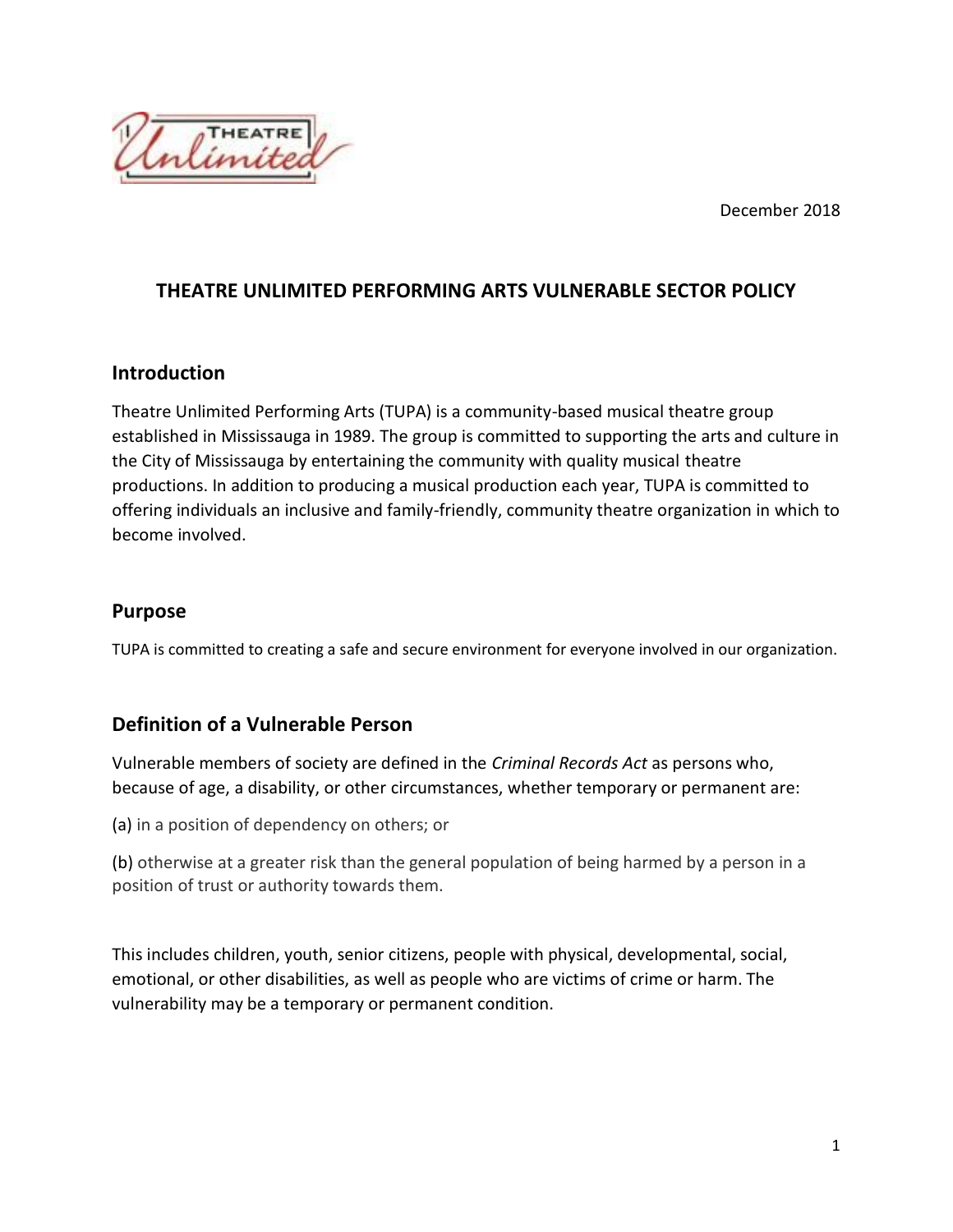December 2018

# THEATRE UNLIMITED PERFORMING ARTS VULNERABLE SECTOR POLICY

## Introduction

Theatre Unlimited Performing Arts (TUPA) is a community-based musical theatre group established in Mississauga in 1989. The group is committed to supporting the arts and culture in the City of Mississauga by entertaining the community with quality musical theatre productions. In addition to producing a musical production each year, TUPA is committed to offering individuals an inclusive and family-friendly, community theatre organization in which to become involved.

## Purpose

TUPA is committed to creating a safe and secure environment for everyone involved in our organization.

## Definition of a Vulnerable Person

Vulnerable members of society are defined in the *Criminal Records Act* as persons who, because of age, a disability, or other circumstances, whether temporary or permanent are:

(a) in a position of dependency on others; or

(b) otherwise at a greater risk than the general population of being harmed by a person in a position of trust or authority towards them.

This includes children, youth, senior citizens, people with physical, developmental, social, emotional, or other disabilities, as well as people who are victims of crime or harm. The vulnerability may be a temporary or permanent condition.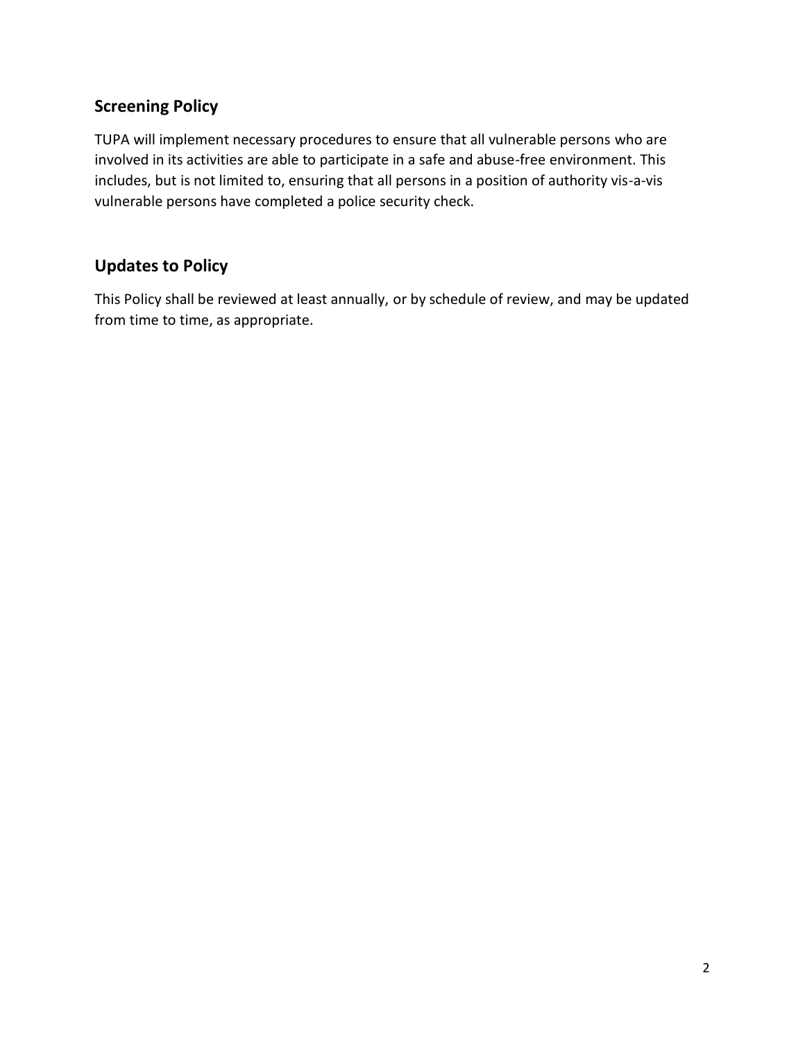## Screening Policy

TUPA will implement necessary procedures to ensure that all vulnerable persons who are involved in its activities are able to participate in a safe and abuse-free environment. This includes, but is not limited to, ensuring that all persons in a position of authority vis-a-vis vulnerable persons have completed a police security check.

## Updates to Policy

This Policy shall be reviewed at least annually, or by schedule of review, and may be updated from time to time, as appropriate.